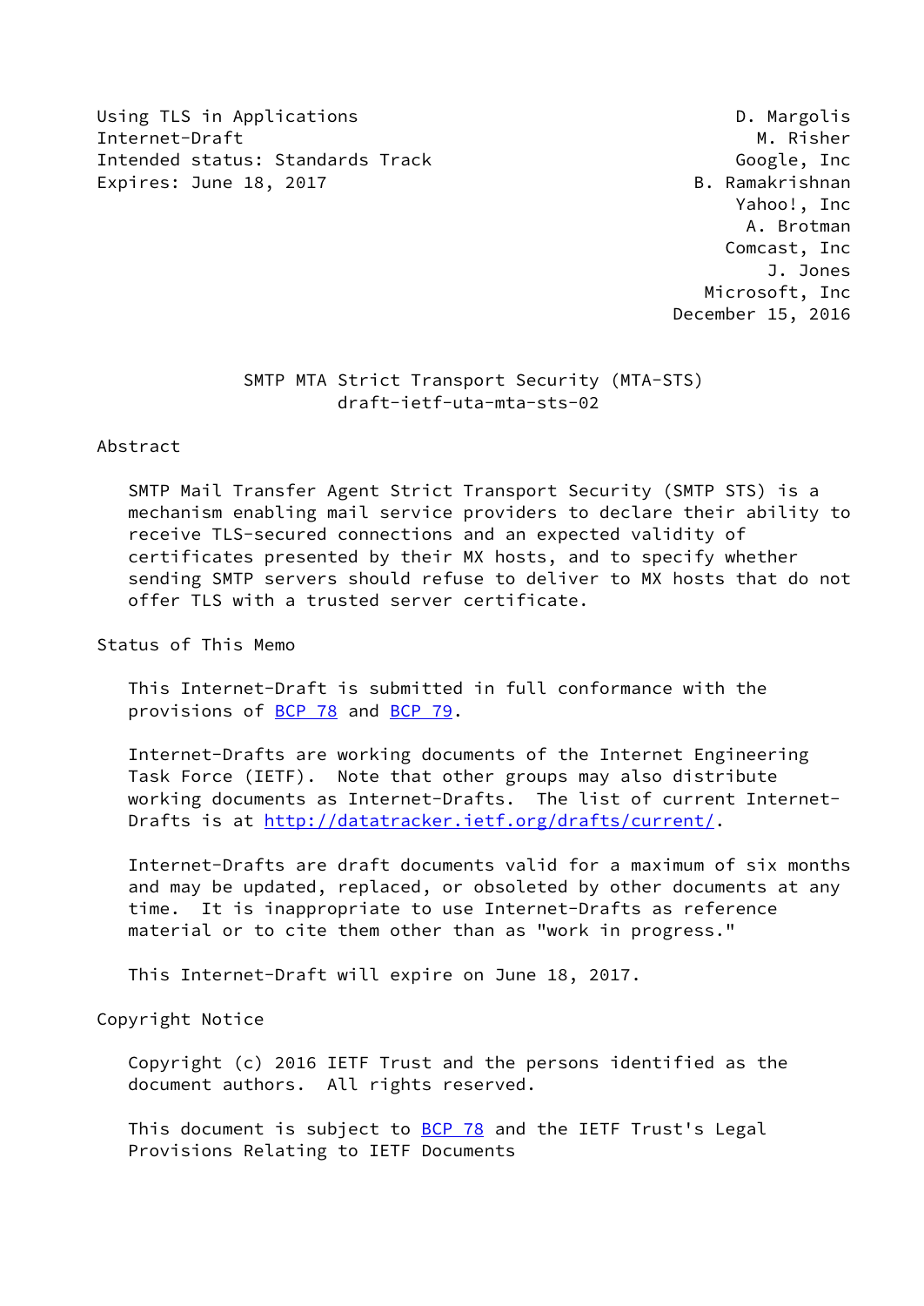Using TLS in Applications — D. Margolis
Internet-Draft — M. Risher
Intended status: Standards Track — Google, Inc
Expires: June 18, 2017 — B. Ramakrishnan
Yahoo!, Inc
A. Brotman
Comcast, Inc
J. Jones
Microsoft, Inc
December 15, 2016

# SMTP MTA Strict Transport Security (MTA-STS)
## draft-ietf-uta-mta-sts-02

## Abstract

SMTP Mail Transfer Agent Strict Transport Security (SMTP STS) is a mechanism enabling mail service providers to declare their ability to receive TLS-secured connections and an expected validity of certificates presented by their MX hosts, and to specify whether sending SMTP servers should refuse to deliver to MX hosts that do not offer TLS with a trusted server certificate.

## Status of This Memo

This Internet-Draft is submitted in full conformance with the provisions of BCP 78 and BCP 79.

Internet-Drafts are working documents of the Internet Engineering Task Force (IETF). Note that other groups may also distribute working documents as Internet-Drafts. The list of current Internet-Drafts is at http://datatracker.ietf.org/drafts/current/.

Internet-Drafts are draft documents valid for a maximum of six months and may be updated, replaced, or obsoleted by other documents at any time. It is inappropriate to use Internet-Drafts as reference material or to cite them other than as "work in progress."

This Internet-Draft will expire on June 18, 2017.

## Copyright Notice

Copyright (c) 2016 IETF Trust and the persons identified as the document authors. All rights reserved.

This document is subject to BCP 78 and the IETF Trust's Legal Provisions Relating to IETF Documents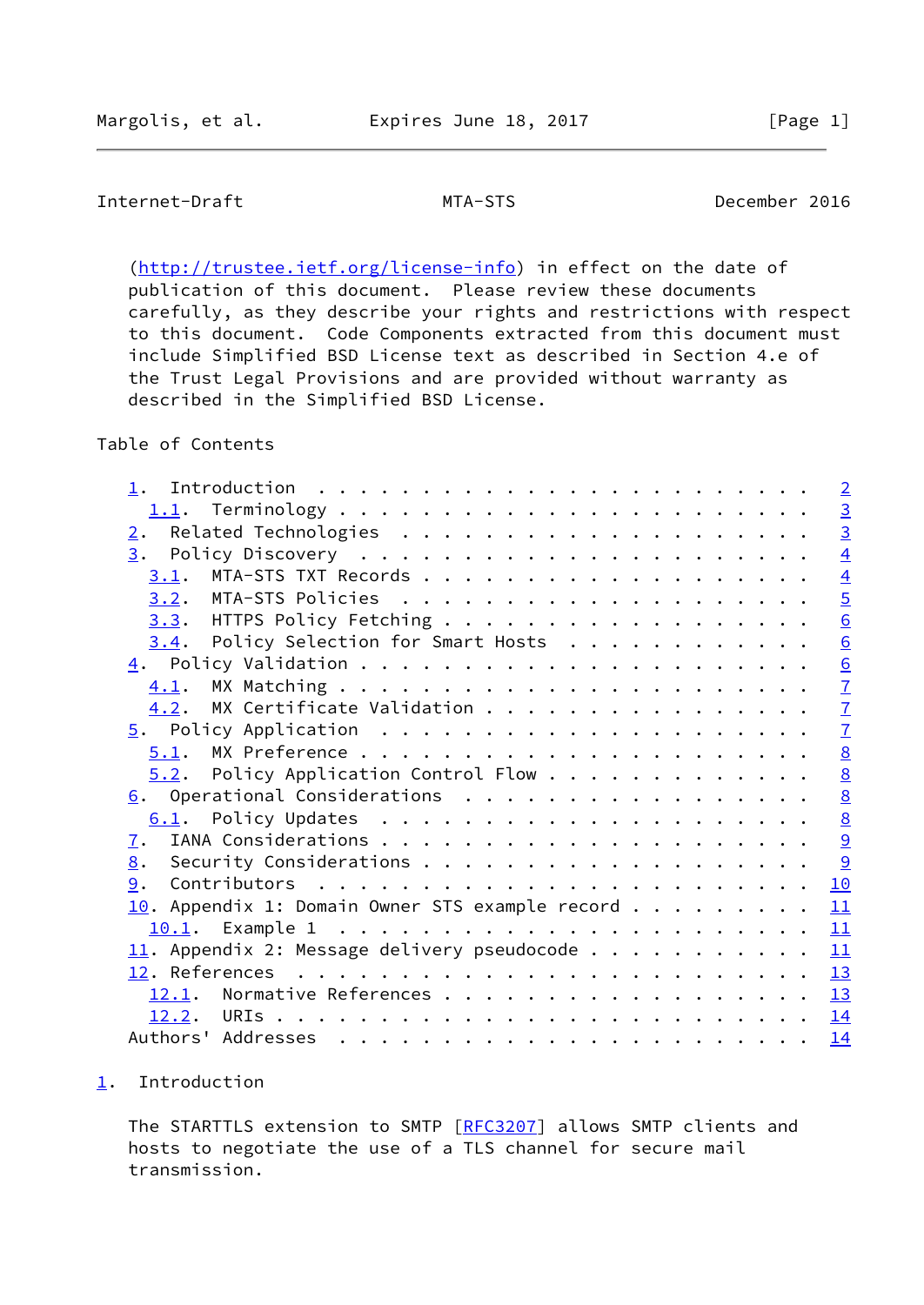(http://trustee.ietf.org/license-info) in effect on the date of publication of this document. Please review these documents carefully, as they describe your rights and restrictions with respect to this document. Code Components extracted from this document must include Simplified BSD License text as described in Section 4.e of the Trust Legal Provisions and are provided without warranty as described in the Simplified BSD License.

Table of Contents

```
   1.  Introduction  . . . . . . . . . . . . . . . . . . . . . . . .   2
     1.1.  Terminology . . . . . . . . . . . . . . . . . . . . . . .   3
   2.  Related Technologies  . . . . . . . . . . . . . . . . . . . .   3
   3.  Policy Discovery  . . . . . . . . . . . . . . . . . . . . . .   4
     3.1.  MTA-STS TXT Records . . . . . . . . . . . . . . . . . . .   4
     3.2.  MTA-STS Policies  . . . . . . . . . . . . . . . . . . . .   5
     3.3.  HTTPS Policy Fetching . . . . . . . . . . . . . . . . . .   6
     3.4.  Policy Selection for Smart Hosts  . . . . . . . . . . . .   6
   4.  Policy Validation . . . . . . . . . . . . . . . . . . . . . .   6
     4.1.  MX Matching . . . . . . . . . . . . . . . . . . . . . . .   7
     4.2.  MX Certificate Validation . . . . . . . . . . . . . . . .   7
   5.  Policy Application  . . . . . . . . . . . . . . . . . . . . .   7
     5.1.  MX Preference . . . . . . . . . . . . . . . . . . . . . .   8
     5.2.  Policy Application Control Flow . . . . . . . . . . . . .   8
   6.  Operational Considerations  . . . . . . . . . . . . . . . . .   8
     6.1.  Policy Updates  . . . . . . . . . . . . . . . . . . . . .   8
   7.  IANA Considerations . . . . . . . . . . . . . . . . . . . . .   9
   8.  Security Considerations . . . . . . . . . . . . . . . . . . .   9
   9.  Contributors  . . . . . . . . . . . . . . . . . . . . . . . .  10
   10. Appendix 1: Domain Owner STS example record . . . . . . . . .  11
     10.1.  Example 1  . . . . . . . . . . . . . . . . . . . . . . .  11
   11. Appendix 2: Message delivery pseudocode . . . . . . . . . . .  11
   12. References  . . . . . . . . . . . . . . . . . . . . . . . . .  13
     12.1.  Normative References . . . . . . . . . . . . . . . . . .  13
     12.2.  URIs . . . . . . . . . . . . . . . . . . . . . . . . . .  14
   Authors' Addresses  . . . . . . . . . . . . . . . . . . . . . . .  14
```

## 1. Introduction

The STARTTLS extension to SMTP [RFC3207] allows SMTP clients and hosts to negotiate the use of a TLS channel for secure mail transmission.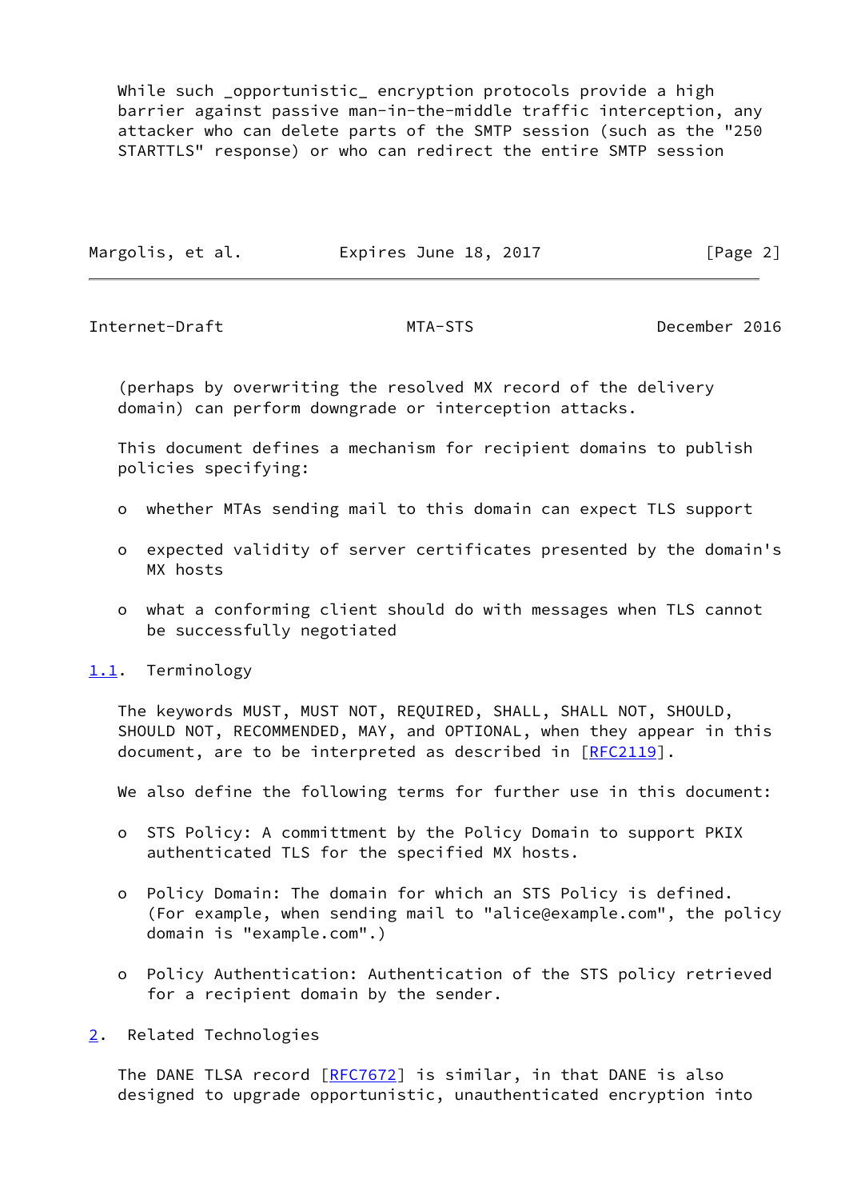While such _opportunistic_ encryption protocols provide a high barrier against passive man-in-the-middle traffic interception, any attacker who can delete parts of the SMTP session (such as the "250 STARTTLS" response) or who can redirect the entire SMTP session (perhaps by overwriting the resolved MX record of the delivery domain) can perform downgrade or interception attacks.

This document defines a mechanism for recipient domains to publish policies specifying:

- whether MTAs sending mail to this domain can expect TLS support
- expected validity of server certificates presented by the domain's MX hosts
- what a conforming client should do with messages when TLS cannot be successfully negotiated

## 1.1. Terminology

The keywords MUST, MUST NOT, REQUIRED, SHALL, SHALL NOT, SHOULD, SHOULD NOT, RECOMMENDED, MAY, and OPTIONAL, when they appear in this document, are to be interpreted as described in [RFC2119].

We also define the following terms for further use in this document:

- STS Policy: A committment by the Policy Domain to support PKIX authenticated TLS for the specified MX hosts.
- Policy Domain: The domain for which an STS Policy is defined. (For example, when sending mail to "alice@example.com", the policy domain is "example.com".)
- Policy Authentication: Authentication of the STS policy retrieved for a recipient domain by the sender.

# 2. Related Technologies

The DANE TLSA record [RFC7672] is similar, in that DANE is also designed to upgrade opportunistic, unauthenticated encryption into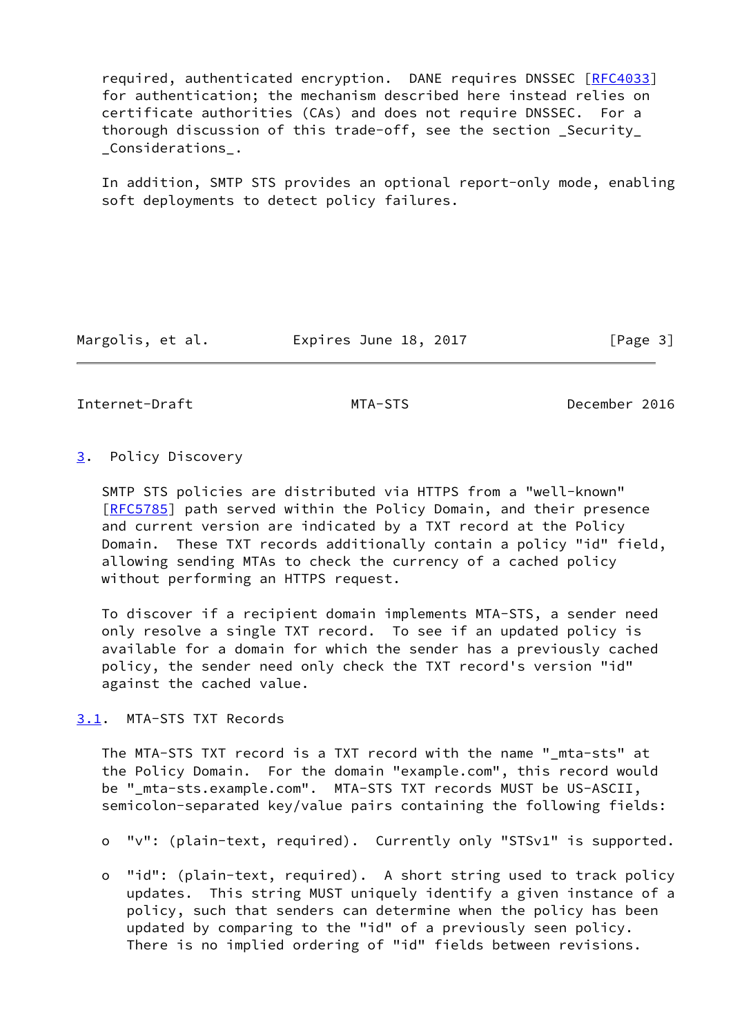required, authenticated encryption. DANE requires DNSSEC [RFC4033] for authentication; the mechanism described here instead relies on certificate authorities (CAs) and does not require DNSSEC. For a thorough discussion of this trade-off, see the section _Security_ _Considerations_.

In addition, SMTP STS provides an optional report-only mode, enabling soft deployments to detect policy failures.

## 3. Policy Discovery

SMTP STS policies are distributed via HTTPS from a "well-known" [RFC5785] path served within the Policy Domain, and their presence and current version are indicated by a TXT record at the Policy Domain. These TXT records additionally contain a policy "id" field, allowing sending MTAs to check the currency of a cached policy without performing an HTTPS request.

To discover if a recipient domain implements MTA-STS, a sender need only resolve a single TXT record. To see if an updated policy is available for a domain for which the sender has a previously cached policy, the sender need only check the TXT record's version "id" against the cached value.

### 3.1. MTA-STS TXT Records

The MTA-STS TXT record is a TXT record with the name "_mta-sts" at the Policy Domain. For the domain "example.com", this record would be "_mta-sts.example.com". MTA-STS TXT records MUST be US-ASCII, semicolon-separated key/value pairs containing the following fields:

- "v": (plain-text, required). Currently only "STSv1" is supported.

- "id": (plain-text, required). A short string used to track policy updates. This string MUST uniquely identify a given instance of a policy, such that senders can determine when the policy has been updated by comparing to the "id" of a previously seen policy. There is no implied ordering of "id" fields between revisions.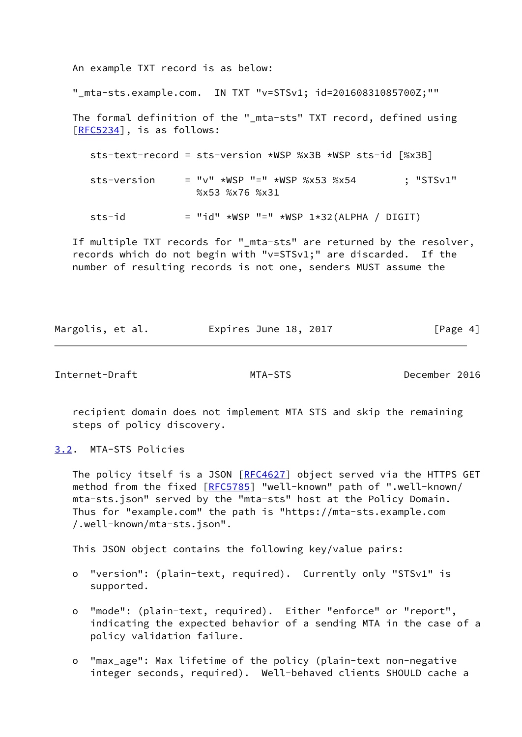An example TXT record is as below:

```
"_mta-sts.example.com.  IN TXT "v=STSv1; id=20160831085700Z;""
```

The formal definition of the "_mta-sts" TXT record, defined using [RFC5234], is as follows:

```
sts-text-record = sts-version *WSP %x3B *WSP sts-id [%x3B]

sts-version     = "v" *WSP "=" *WSP %x53 %x54        ; "STSv1"
                  %x53 %x76 %x31

sts-id          = "id" *WSP "=" *WSP 1*32(ALPHA / DIGIT)
```

If multiple TXT records for "_mta-sts" are returned by the resolver, records which do not begin with "v=STSv1;" are discarded. If the number of resulting records is not one, senders MUST assume the recipient domain does not implement MTA STS and skip the remaining steps of policy discovery.

## 3.2. MTA-STS Policies

The policy itself is a JSON [RFC4627] object served via the HTTPS GET method from the fixed [RFC5785] "well-known" path of ".well-known/mta-sts.json" served by the "mta-sts" host at the Policy Domain. Thus for "example.com" the path is "https://mta-sts.example.com/.well-known/mta-sts.json".

This JSON object contains the following key/value pairs:

- "version": (plain-text, required). Currently only "STSv1" is supported.

- "mode": (plain-text, required). Either "enforce" or "report", indicating the expected behavior of a sending MTA in the case of a policy validation failure.

- "max_age": Max lifetime of the policy (plain-text non-negative integer seconds, required). Well-behaved clients SHOULD cache a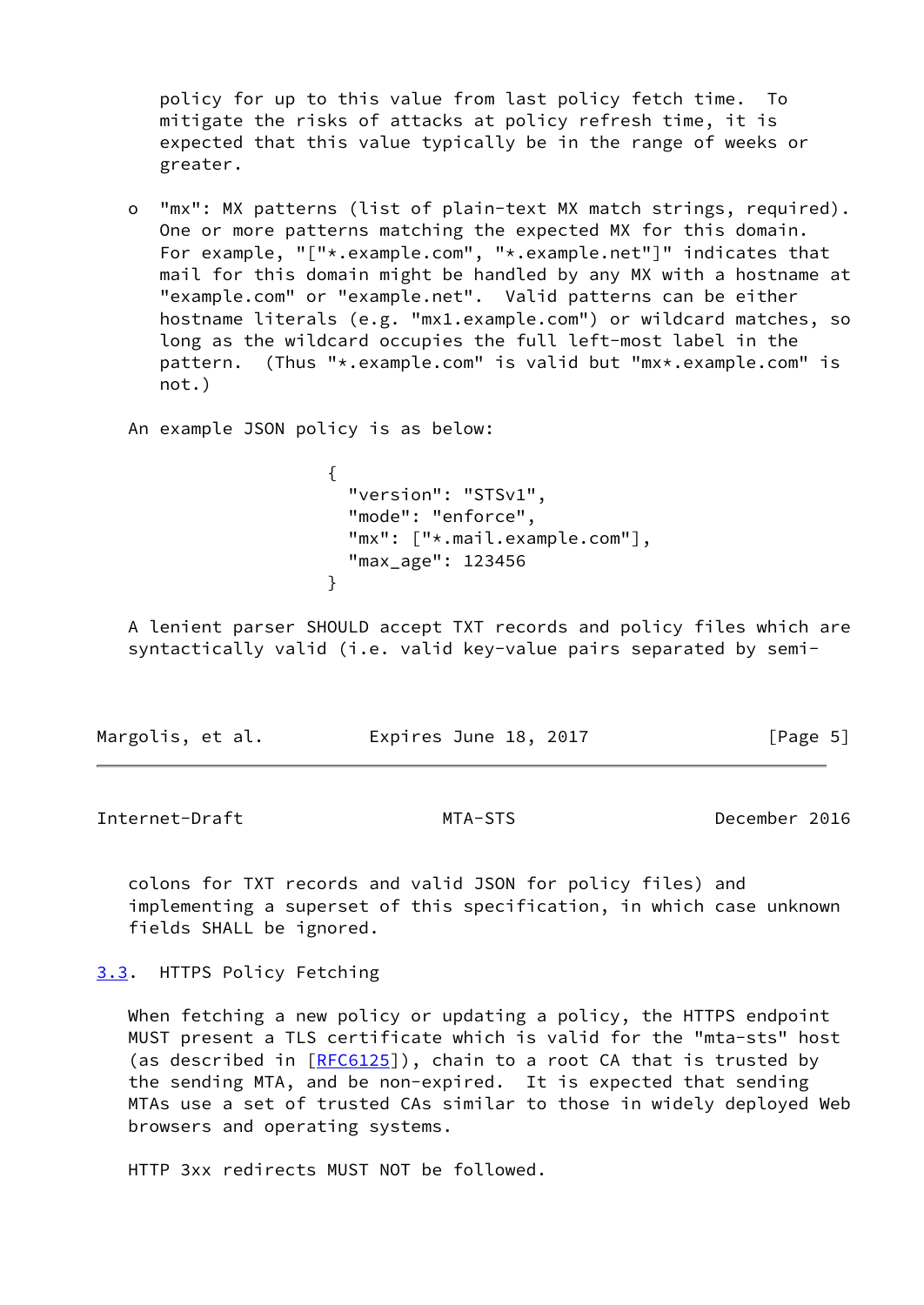policy for up to this value from last policy fetch time. To mitigate the risks of attacks at policy refresh time, it is expected that this value typically be in the range of weeks or greater.

- "mx": MX patterns (list of plain-text MX match strings, required). One or more patterns matching the expected MX for this domain. For example, "["*.example.com", "*.example.net"]" indicates that mail for this domain might be handled by any MX with a hostname at "example.com" or "example.net". Valid patterns can be either hostname literals (e.g. "mx1.example.com") or wildcard matches, so long as the wildcard occupies the full left-most label in the pattern. (Thus "*.example.com" is valid but "mx*.example.com" is not.)

An example JSON policy is as below:

```
{
  "version": "STSv1",
  "mode": "enforce",
  "mx": ["*.mail.example.com"],
  "max_age": 123456
}
```

A lenient parser SHOULD accept TXT records and policy files which are syntactically valid (i.e. valid key-value pairs separated by semi-colons for TXT records and valid JSON for policy files) and implementing a superset of this specification, in which case unknown fields SHALL be ignored.

## 3.3. HTTPS Policy Fetching

When fetching a new policy or updating a policy, the HTTPS endpoint MUST present a TLS certificate which is valid for the "mta-sts" host (as described in [RFC6125]), chain to a root CA that is trusted by the sending MTA, and be non-expired. It is expected that sending MTAs use a set of trusted CAs similar to those in widely deployed Web browsers and operating systems.

HTTP 3xx redirects MUST NOT be followed.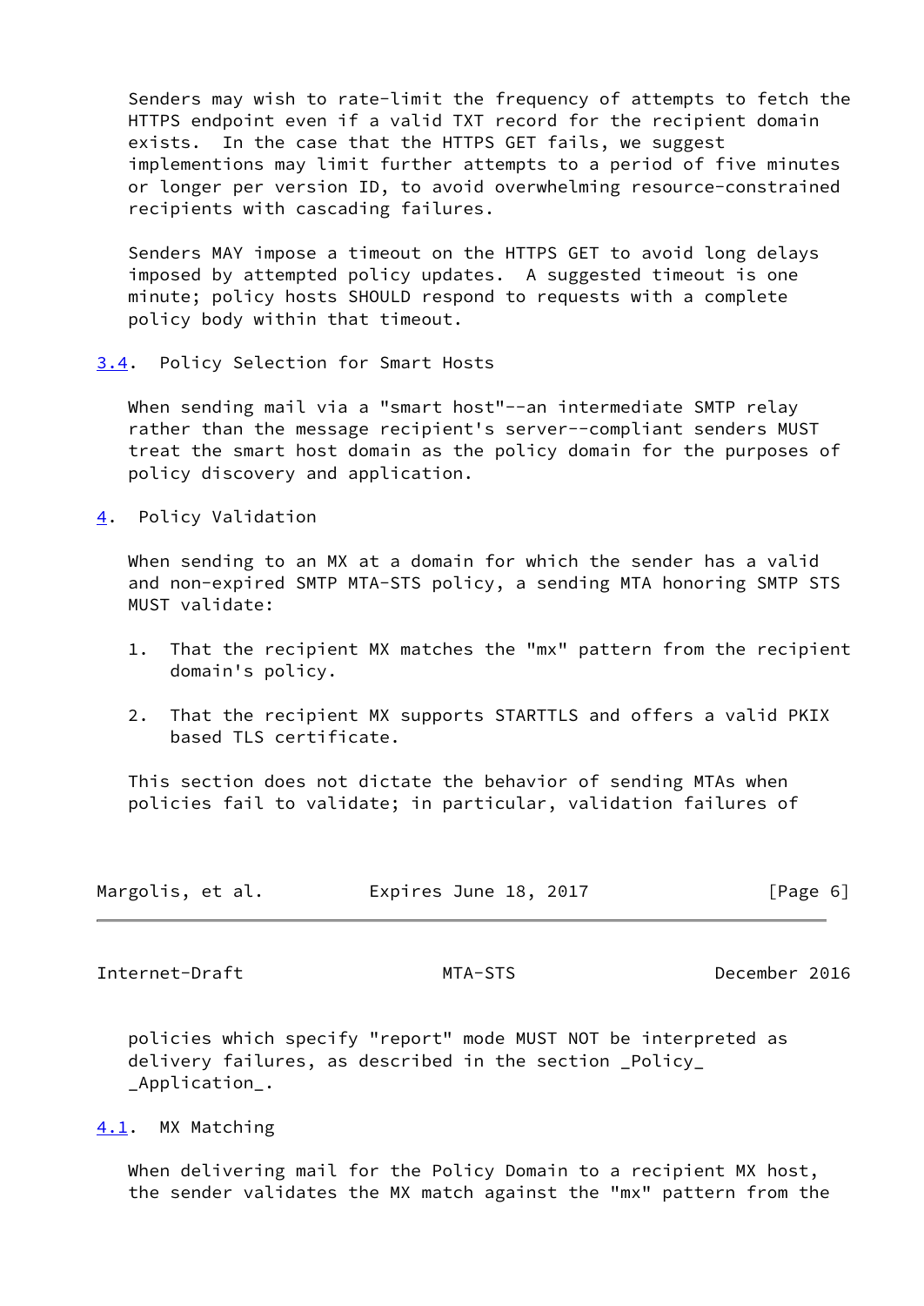Senders may wish to rate-limit the frequency of attempts to fetch the HTTPS endpoint even if a valid TXT record for the recipient domain exists. In the case that the HTTPS GET fails, we suggest implementions may limit further attempts to a period of five minutes or longer per version ID, to avoid overwhelming resource-constrained recipients with cascading failures.

Senders MAY impose a timeout on the HTTPS GET to avoid long delays imposed by attempted policy updates. A suggested timeout is one minute; policy hosts SHOULD respond to requests with a complete policy body within that timeout.

### 3.4. Policy Selection for Smart Hosts

When sending mail via a "smart host"--an intermediate SMTP relay rather than the message recipient's server--compliant senders MUST treat the smart host domain as the policy domain for the purposes of policy discovery and application.

## 4. Policy Validation

When sending to an MX at a domain for which the sender has a valid and non-expired SMTP MTA-STS policy, a sending MTA honoring SMTP STS MUST validate:

1. That the recipient MX matches the "mx" pattern from the recipient domain's policy.

2. That the recipient MX supports STARTTLS and offers a valid PKIX based TLS certificate.

This section does not dictate the behavior of sending MTAs when policies fail to validate; in particular, validation failures of policies which specify "report" mode MUST NOT be interpreted as delivery failures, as described in the section _Policy_ _Application_.

### 4.1. MX Matching

When delivering mail for the Policy Domain to a recipient MX host, the sender validates the MX match against the "mx" pattern from the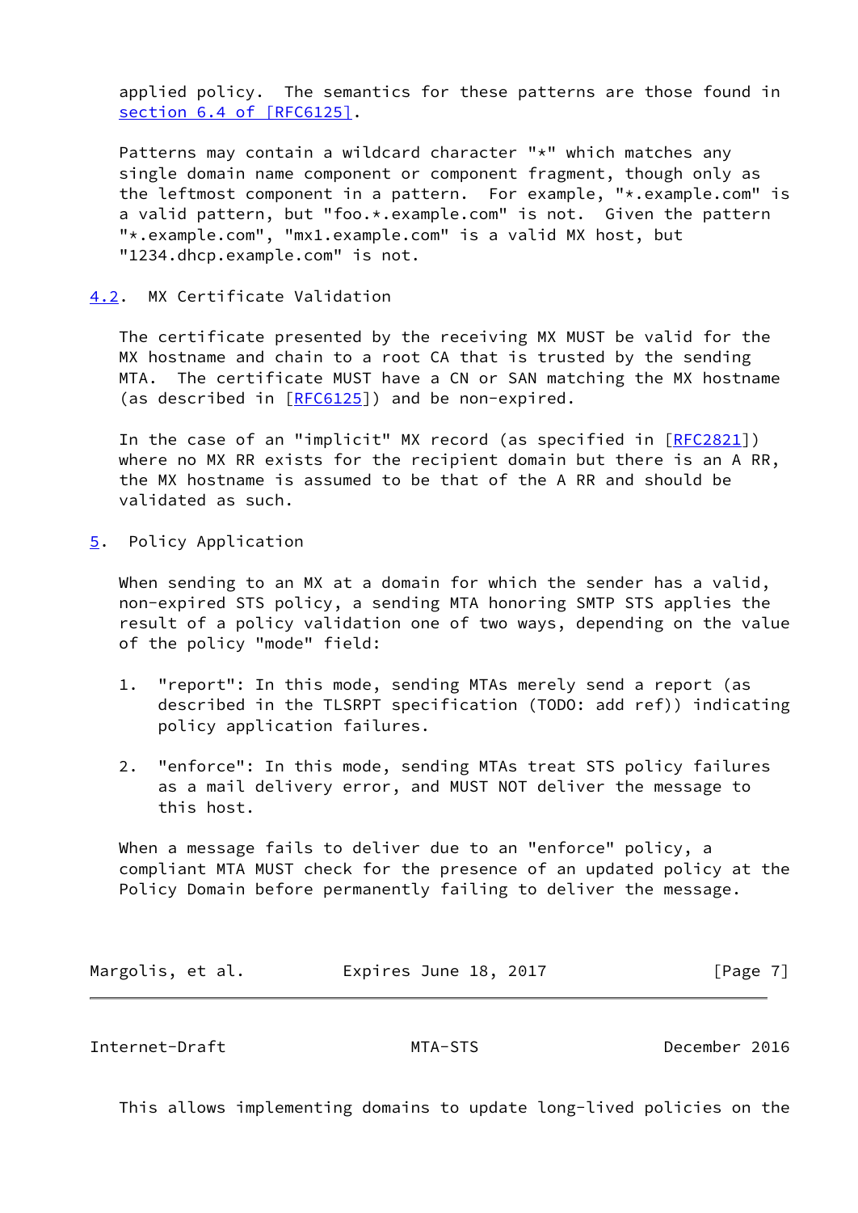applied policy. The semantics for these patterns are those found in section 6.4 of [RFC6125].

Patterns may contain a wildcard character "*" which matches any single domain name component or component fragment, though only as the leftmost component in a pattern. For example, "*.example.com" is a valid pattern, but "foo.*.example.com" is not. Given the pattern "*.example.com", "mx1.example.com" is a valid MX host, but "1234.dhcp.example.com" is not.

## 4.2. MX Certificate Validation

The certificate presented by the receiving MX MUST be valid for the MX hostname and chain to a root CA that is trusted by the sending MTA. The certificate MUST have a CN or SAN matching the MX hostname (as described in [RFC6125]) and be non-expired.

In the case of an "implicit" MX record (as specified in [RFC2821]) where no MX RR exists for the recipient domain but there is an A RR, the MX hostname is assumed to be that of the A RR and should be validated as such.

# 5. Policy Application

When sending to an MX at a domain for which the sender has a valid, non-expired STS policy, a sending MTA honoring SMTP STS applies the result of a policy validation one of two ways, depending on the value of the policy "mode" field:

1. "report": In this mode, sending MTAs merely send a report (as described in the TLSRPT specification (TODO: add ref)) indicating policy application failures.

2. "enforce": In this mode, sending MTAs treat STS policy failures as a mail delivery error, and MUST NOT deliver the message to this host.

When a message fails to deliver due to an "enforce" policy, a compliant MTA MUST check for the presence of an updated policy at the Policy Domain before permanently failing to deliver the message.

This allows implementing domains to update long-lived policies on the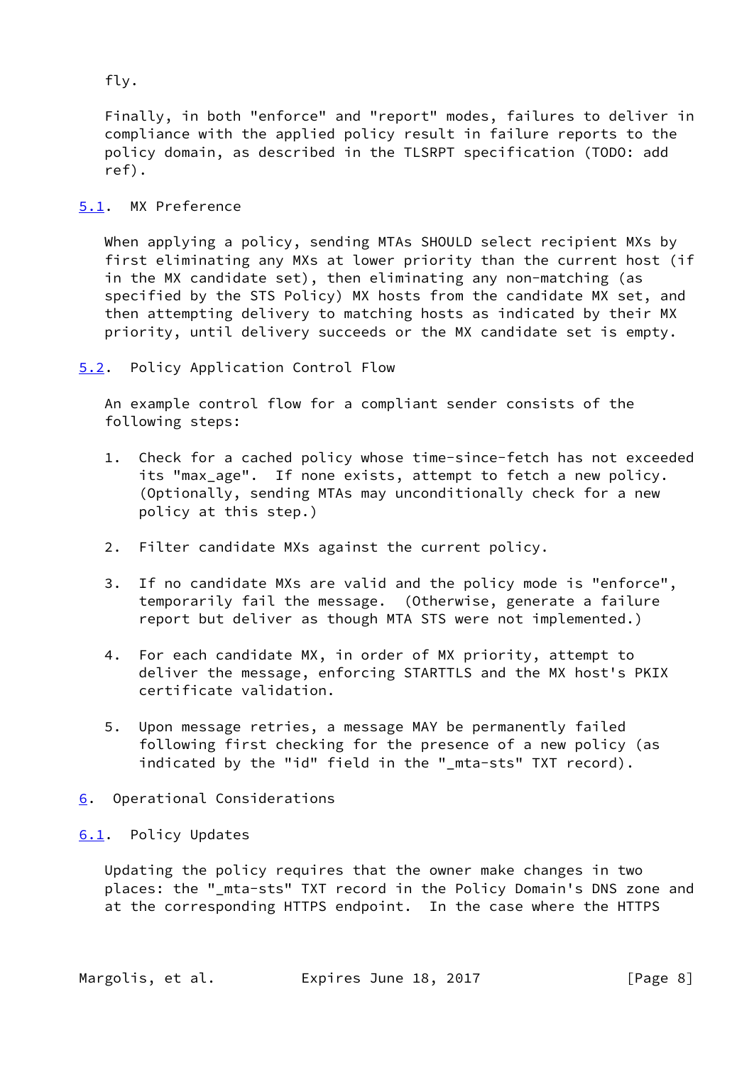fly.

Finally, in both "enforce" and "report" modes, failures to deliver in compliance with the applied policy result in failure reports to the policy domain, as described in the TLSRPT specification (TODO: add ref).

### 5.1. MX Preference

When applying a policy, sending MTAs SHOULD select recipient MXs by first eliminating any MXs at lower priority than the current host (if in the MX candidate set), then eliminating any non-matching (as specified by the STS Policy) MX hosts from the candidate MX set, and then attempting delivery to matching hosts as indicated by their MX priority, until delivery succeeds or the MX candidate set is empty.

### 5.2. Policy Application Control Flow

An example control flow for a compliant sender consists of the following steps:

1. Check for a cached policy whose time-since-fetch has not exceeded its "max_age". If none exists, attempt to fetch a new policy. (Optionally, sending MTAs may unconditionally check for a new policy at this step.)

2. Filter candidate MXs against the current policy.

3. If no candidate MXs are valid and the policy mode is "enforce", temporarily fail the message. (Otherwise, generate a failure report but deliver as though MTA STS were not implemented.)

4. For each candidate MX, in order of MX priority, attempt to deliver the message, enforcing STARTTLS and the MX host's PKIX certificate validation.

5. Upon message retries, a message MAY be permanently failed following first checking for the presence of a new policy (as indicated by the "id" field in the "_mta-sts" TXT record).

## 6. Operational Considerations

### 6.1. Policy Updates

Updating the policy requires that the owner make changes in two places: the "_mta-sts" TXT record in the Policy Domain's DNS zone and at the corresponding HTTPS endpoint. In the case where the HTTPS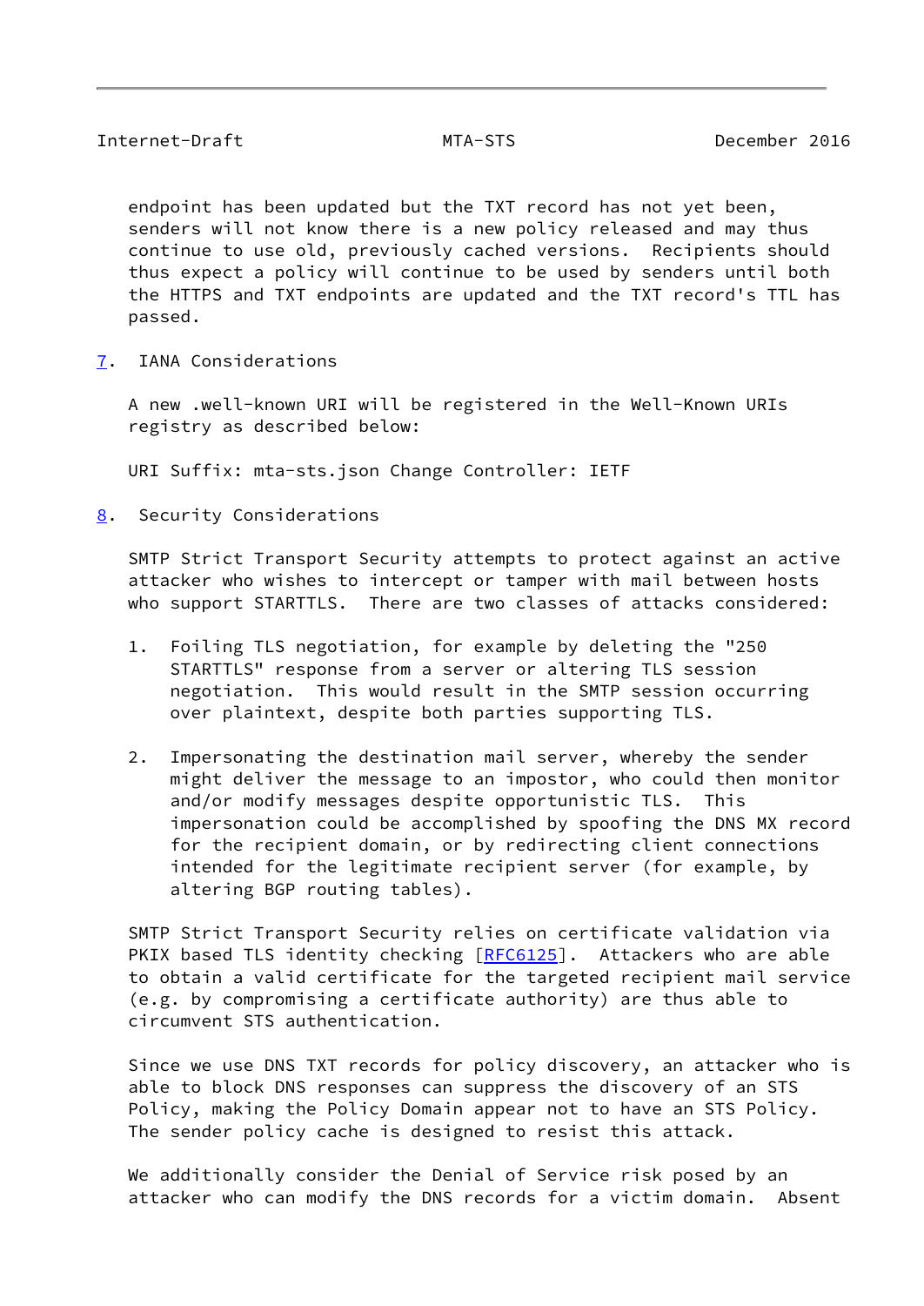endpoint has been updated but the TXT record has not yet been, senders will not know there is a new policy released and may thus continue to use old, previously cached versions. Recipients should thus expect a policy will continue to be used by senders until both the HTTPS and TXT endpoints are updated and the TXT record's TTL has passed.

## 7. IANA Considerations

A new .well-known URI will be registered in the Well-Known URIs registry as described below:

URI Suffix: mta-sts.json Change Controller: IETF

## 8. Security Considerations

SMTP Strict Transport Security attempts to protect against an active attacker who wishes to intercept or tamper with mail between hosts who support STARTTLS. There are two classes of attacks considered:

1. Foiling TLS negotiation, for example by deleting the "250 STARTTLS" response from a server or altering TLS session negotiation. This would result in the SMTP session occurring over plaintext, despite both parties supporting TLS.

2. Impersonating the destination mail server, whereby the sender might deliver the message to an impostor, who could then monitor and/or modify messages despite opportunistic TLS. This impersonation could be accomplished by spoofing the DNS MX record for the recipient domain, or by redirecting client connections intended for the legitimate recipient server (for example, by altering BGP routing tables).

SMTP Strict Transport Security relies on certificate validation via PKIX based TLS identity checking [RFC6125]. Attackers who are able to obtain a valid certificate for the targeted recipient mail service (e.g. by compromising a certificate authority) are thus able to circumvent STS authentication.

Since we use DNS TXT records for policy discovery, an attacker who is able to block DNS responses can suppress the discovery of an STS Policy, making the Policy Domain appear not to have an STS Policy. The sender policy cache is designed to resist this attack.

We additionally consider the Denial of Service risk posed by an attacker who can modify the DNS records for a victim domain. Absent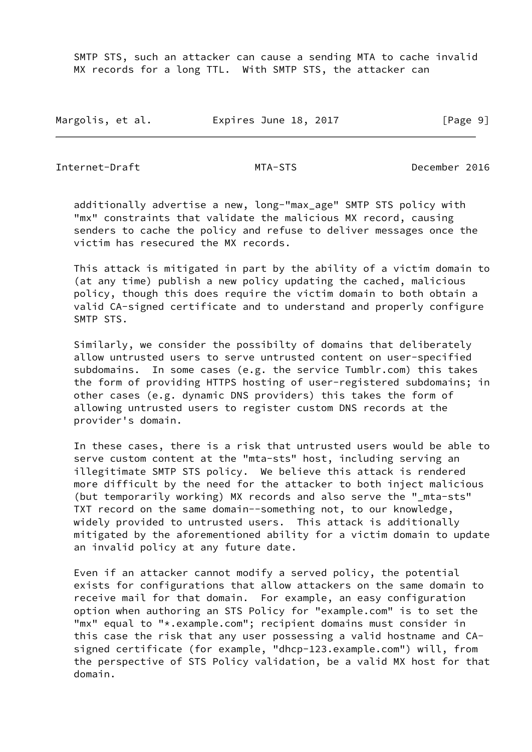SMTP STS, such an attacker can cause a sending MTA to cache invalid MX records for a long TTL. With SMTP STS, the attacker can additionally advertise a new, long-"max_age" SMTP STS policy with "mx" constraints that validate the malicious MX record, causing senders to cache the policy and refuse to deliver messages once the victim has resecured the MX records.

This attack is mitigated in part by the ability of a victim domain to (at any time) publish a new policy updating the cached, malicious policy, though this does require the victim domain to both obtain a valid CA-signed certificate and to understand and properly configure SMTP STS.

Similarly, we consider the possibilty of domains that deliberately allow untrusted users to serve untrusted content on user-specified subdomains. In some cases (e.g. the service Tumblr.com) this takes the form of providing HTTPS hosting of user-registered subdomains; in other cases (e.g. dynamic DNS providers) this takes the form of allowing untrusted users to register custom DNS records at the provider's domain.

In these cases, there is a risk that untrusted users would be able to serve custom content at the "mta-sts" host, including serving an illegitimate SMTP STS policy. We believe this attack is rendered more difficult by the need for the attacker to both inject malicious (but temporarily working) MX records and also serve the "_mta-sts" TXT record on the same domain--something not, to our knowledge, widely provided to untrusted users. This attack is additionally mitigated by the aforementioned ability for a victim domain to update an invalid policy at any future date.

Even if an attacker cannot modify a served policy, the potential exists for configurations that allow attackers on the same domain to receive mail for that domain. For example, an easy configuration option when authoring an STS Policy for "example.com" is to set the "mx" equal to "*.example.com"; recipient domains must consider in this case the risk that any user possessing a valid hostname and CA-signed certificate (for example, "dhcp-123.example.com") will, from the perspective of STS Policy validation, be a valid MX host for that domain.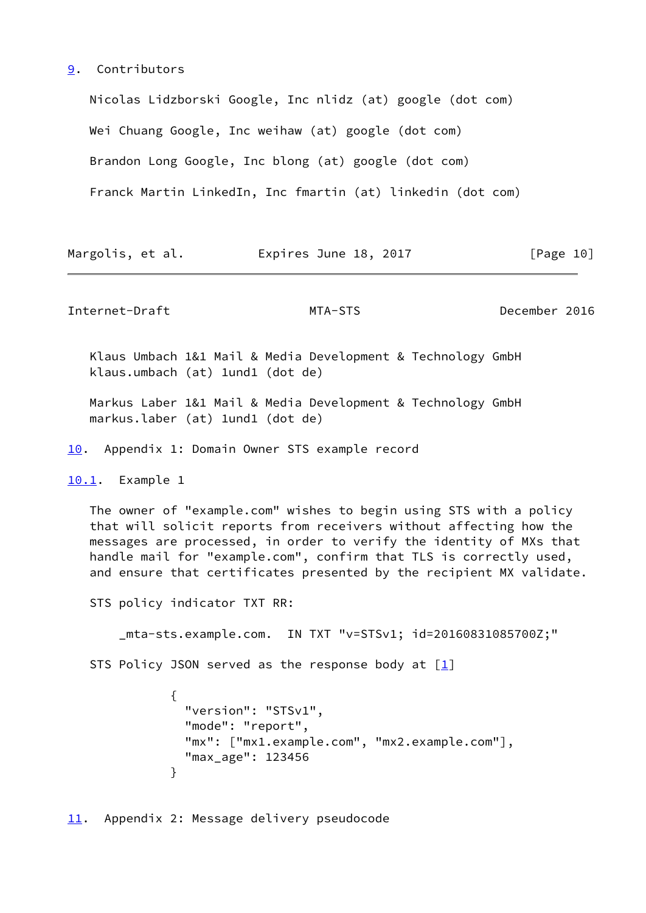## 9. Contributors

Nicolas Lidzborski Google, Inc nlidz (at) google (dot com)

Wei Chuang Google, Inc weihaw (at) google (dot com)

Brandon Long Google, Inc blong (at) google (dot com)

Franck Martin LinkedIn, Inc fmartin (at) linkedin (dot com)

Klaus Umbach 1&1 Mail & Media Development & Technology GmbH klaus.umbach (at) 1und1 (dot de)

Markus Laber 1&1 Mail & Media Development & Technology GmbH markus.laber (at) 1und1 (dot de)

## 10. Appendix 1: Domain Owner STS example record

### 10.1. Example 1

The owner of "example.com" wishes to begin using STS with a policy that will solicit reports from receivers without affecting how the messages are processed, in order to verify the identity of MXs that handle mail for "example.com", confirm that TLS is correctly used, and ensure that certificates presented by the recipient MX validate.

STS policy indicator TXT RR:

```
_mta-sts.example.com.  IN TXT "v=STSv1; id=20160831085700Z;"
```

STS Policy JSON served as the response body at [1]

```
{
  "version": "STSv1",
  "mode": "report",
  "mx": ["mx1.example.com", "mx2.example.com"],
  "max_age": 123456
}
```

## 11. Appendix 2: Message delivery pseudocode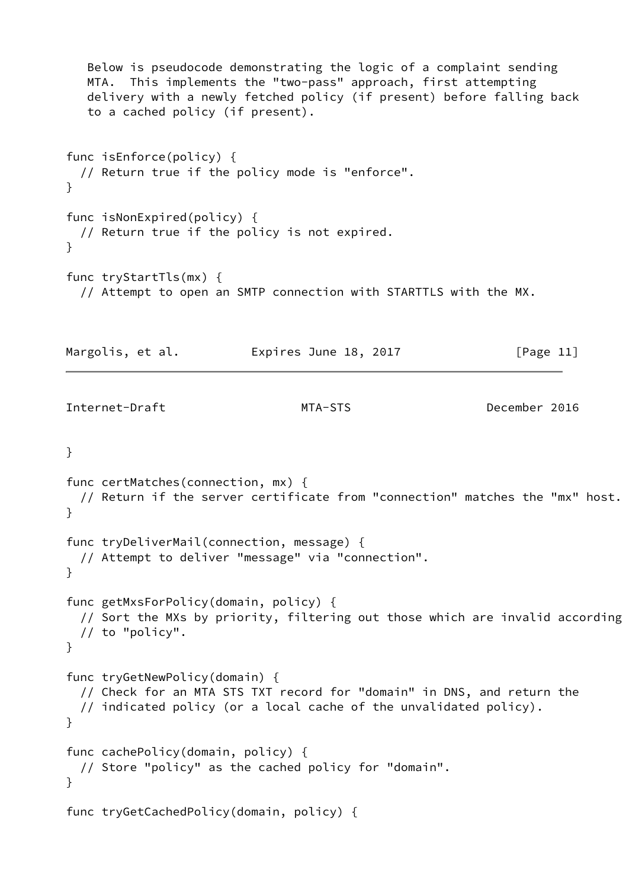Below is pseudocode demonstrating the logic of a complaint sending MTA. This implements the "two-pass" approach, first attempting delivery with a newly fetched policy (if present) before falling back to a cached policy (if present).

```
func isEnforce(policy) {
  // Return true if the policy mode is "enforce".
}

func isNonExpired(policy) {
  // Return true if the policy is not expired.
}

func tryStartTls(mx) {
  // Attempt to open an SMTP connection with STARTTLS with the MX.
}

func certMatches(connection, mx) {
  // Return if the server certificate from "connection" matches the "mx" host.
}

func tryDeliverMail(connection, message) {
  // Attempt to deliver "message" via "connection".
}

func getMxsForPolicy(domain, policy) {
  // Sort the MXs by priority, filtering out those which are invalid according
  // to "policy".
}

func tryGetNewPolicy(domain) {
  // Check for an MTA STS TXT record for "domain" in DNS, and return the
  // indicated policy (or a local cache of the unvalidated policy).
}

func cachePolicy(domain, policy) {
  // Store "policy" as the cached policy for "domain".
}

func tryGetCachedPolicy(domain, policy) {
```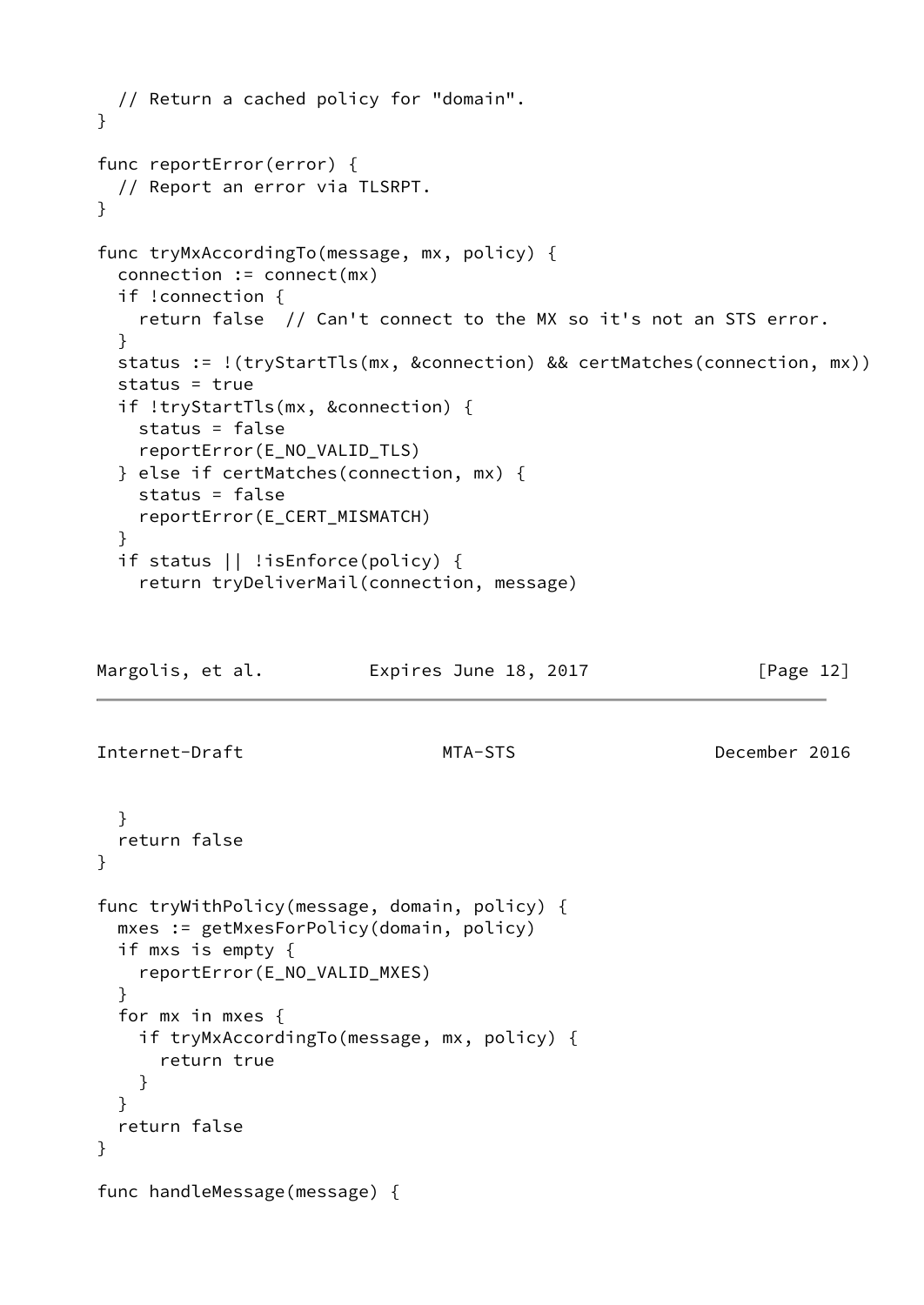```
  // Return a cached policy for "domain".
}

func reportError(error) {
  // Report an error via TLSRPT.
}

func tryMxAccordingTo(message, mx, policy) {
  connection := connect(mx)
  if !connection {
    return false  // Can't connect to the MX so it's not an STS error.
  }
  status := !(tryStartTls(mx, &connection) && certMatches(connection, mx))
  status = true
  if !tryStartTls(mx, &connection) {
    status = false
    reportError(E_NO_VALID_TLS)
  } else if certMatches(connection, mx) {
    status = false
    reportError(E_CERT_MISMATCH)
  }
  if status || !isEnforce(policy) {
    return tryDeliverMail(connection, message)
  }
  return false
}

func tryWithPolicy(message, domain, policy) {
  mxes := getMxesForPolicy(domain, policy)
  if mxs is empty {
    reportError(E_NO_VALID_MXES)
  }
  for mx in mxes {
    if tryMxAccordingTo(message, mx, policy) {
      return true
    }
  }
  return false
}

func handleMessage(message) {
```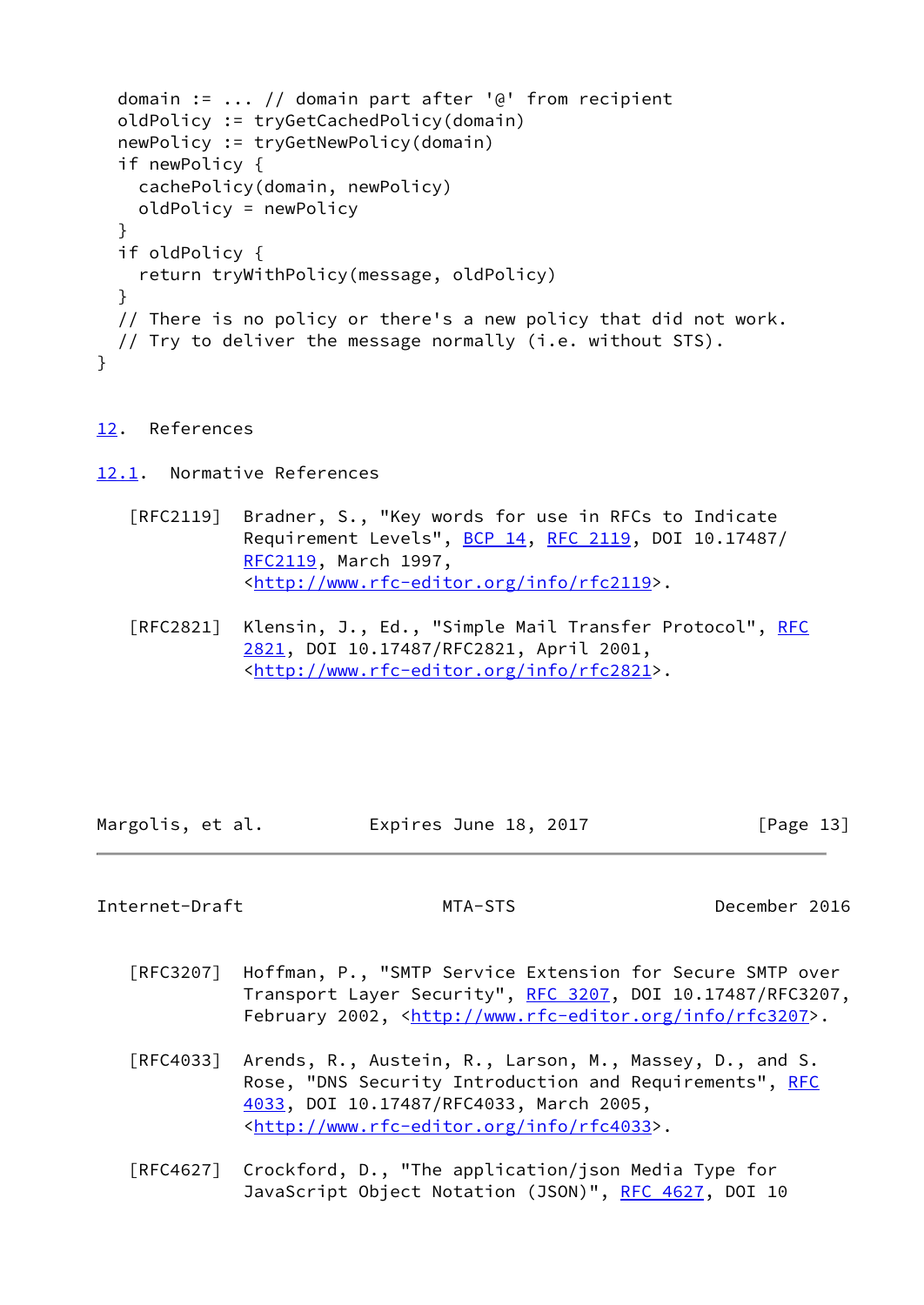```
  domain := ... // domain part after '@' from recipient
  oldPolicy := tryGetCachedPolicy(domain)
  newPolicy := tryGetNewPolicy(domain)
  if newPolicy {
    cachePolicy(domain, newPolicy)
    oldPolicy = newPolicy
  }
  if oldPolicy {
    return tryWithPolicy(message, oldPolicy)
  }
  // There is no policy or there's a new policy that did not work.
  // Try to deliver the message normally (i.e. without STS).
}
```

## 12. References

### 12.1. Normative References

[RFC2119] Bradner, S., "Key words for use in RFCs to Indicate Requirement Levels", BCP 14, RFC 2119, DOI 10.17487/RFC2119, March 1997, <http://www.rfc-editor.org/info/rfc2119>.

[RFC2821] Klensin, J., Ed., "Simple Mail Transfer Protocol", RFC 2821, DOI 10.17487/RFC2821, April 2001, <http://www.rfc-editor.org/info/rfc2821>.

[RFC3207] Hoffman, P., "SMTP Service Extension for Secure SMTP over Transport Layer Security", RFC 3207, DOI 10.17487/RFC3207, February 2002, <http://www.rfc-editor.org/info/rfc3207>.

[RFC4033] Arends, R., Austein, R., Larson, M., Massey, D., and S. Rose, "DNS Security Introduction and Requirements", RFC 4033, DOI 10.17487/RFC4033, March 2005, <http://www.rfc-editor.org/info/rfc4033>.

[RFC4627] Crockford, D., "The application/json Media Type for JavaScript Object Notation (JSON)", RFC 4627, DOI 10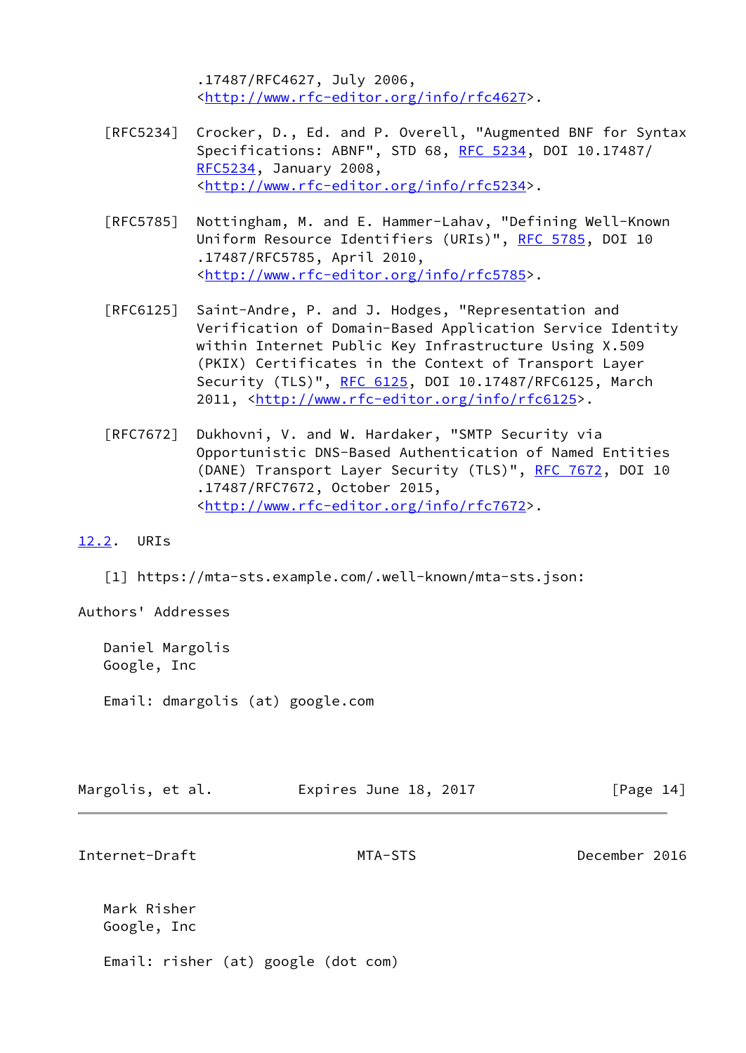.17487/RFC4627, July 2006, <http://www.rfc-editor.org/info/rfc4627>.

[RFC5234] Crocker, D., Ed. and P. Overell, "Augmented BNF for Syntax Specifications: ABNF", STD 68, RFC 5234, DOI 10.17487/RFC5234, January 2008, <http://www.rfc-editor.org/info/rfc5234>.

[RFC5785] Nottingham, M. and E. Hammer-Lahav, "Defining Well-Known Uniform Resource Identifiers (URIs)", RFC 5785, DOI 10.17487/RFC5785, April 2010, <http://www.rfc-editor.org/info/rfc5785>.

[RFC6125] Saint-Andre, P. and J. Hodges, "Representation and Verification of Domain-Based Application Service Identity within Internet Public Key Infrastructure Using X.509 (PKIX) Certificates in the Context of Transport Layer Security (TLS)", RFC 6125, DOI 10.17487/RFC6125, March 2011, <http://www.rfc-editor.org/info/rfc6125>.

[RFC7672] Dukhovni, V. and W. Hardaker, "SMTP Security via Opportunistic DNS-Based Authentication of Named Entities (DANE) Transport Layer Security (TLS)", RFC 7672, DOI 10.17487/RFC7672, October 2015, <http://www.rfc-editor.org/info/rfc7672>.

## 12.2. URIs

[1] https://mta-sts.example.com/.well-known/mta-sts.json:

# Authors' Addresses

Daniel Margolis
Google, Inc

Email: dmargolis (at) google.com

Mark Risher
Google, Inc

Email: risher (at) google (dot com)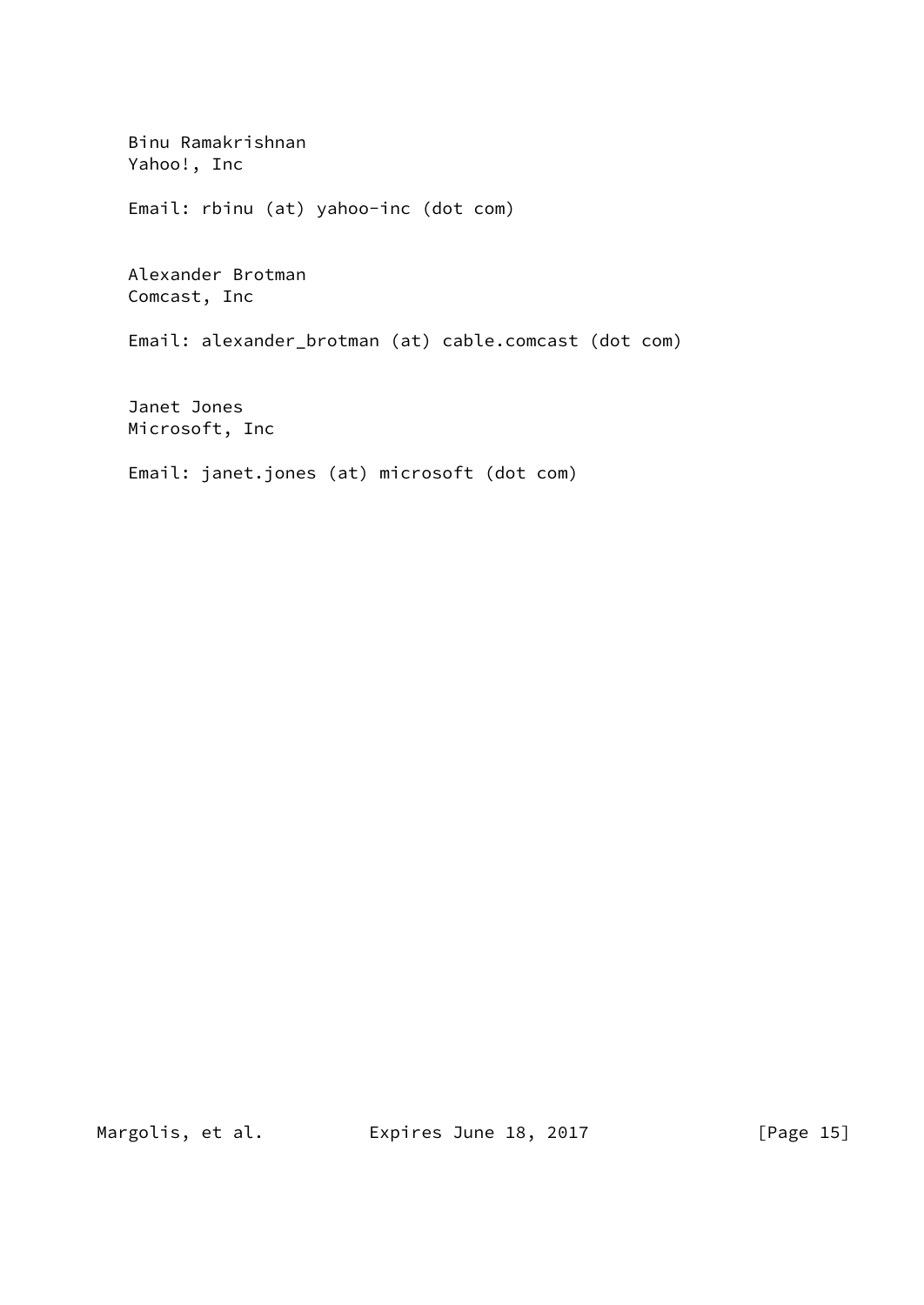Binu Ramakrishnan
Yahoo!, Inc

Email: rbinu (at) yahoo-inc (dot com)

Alexander Brotman
Comcast, Inc

Email: alexander_brotman (at) cable.comcast (dot com)

Janet Jones
Microsoft, Inc

Email: janet.jones (at) microsoft (dot com)